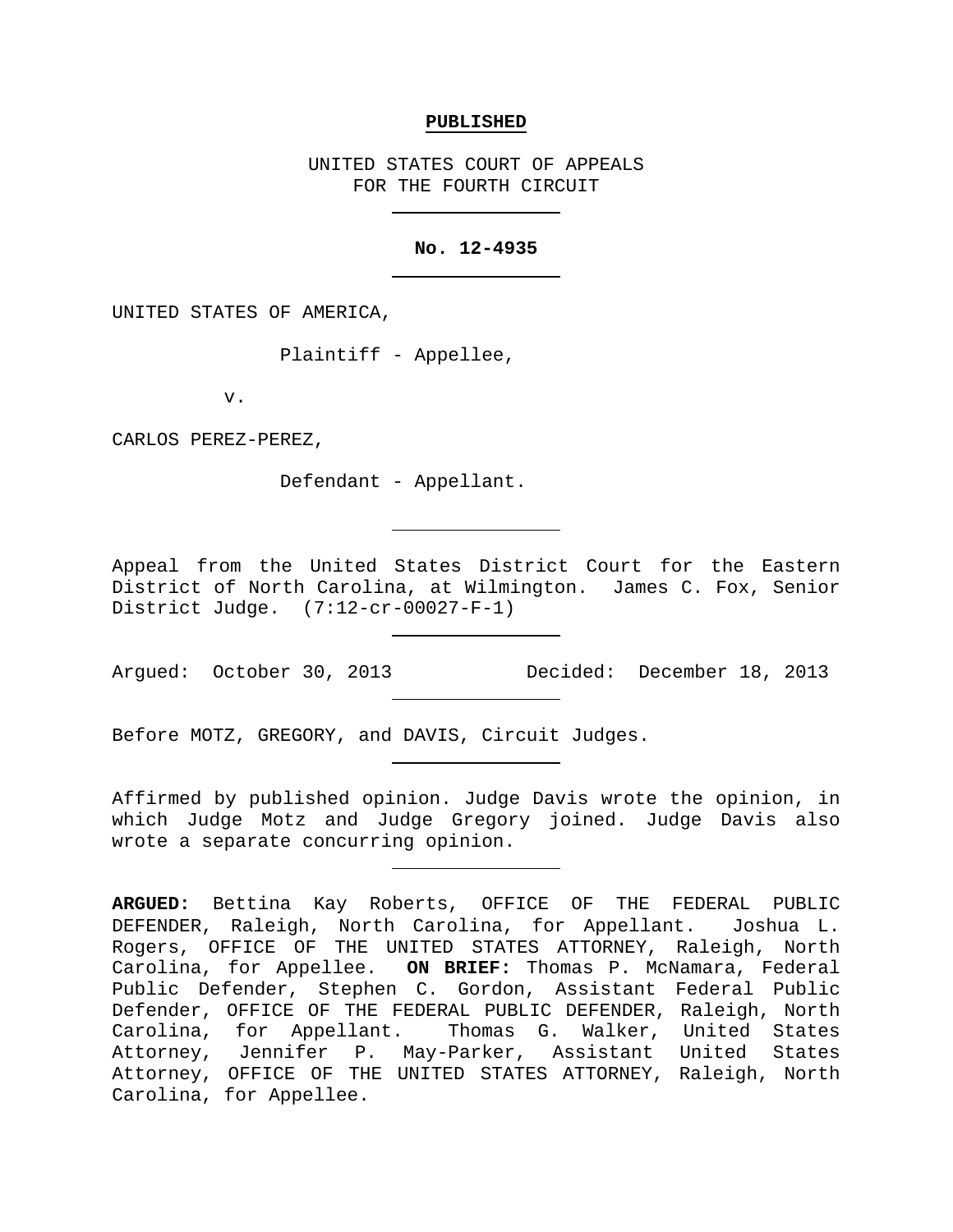**PUBLISHED**

UNITED STATES COURT OF APPEALS
FOR THE FOURTH CIRCUIT

---

**No. 12-4935**

---

UNITED STATES OF AMERICA,

Plaintiff - Appellee,

v.

CARLOS PEREZ-PEREZ,

Defendant - Appellant.

---

Appeal from the United States District Court for the Eastern District of North Carolina, at Wilmington. James C. Fox, Senior District Judge. (7:12-cr-00027-F-1)

---

Argued: October 30, 2013 Decided: December 18, 2013

---

Before MOTZ, GREGORY, and DAVIS, Circuit Judges.

---

Affirmed by published opinion. Judge Davis wrote the opinion, in which Judge Motz and Judge Gregory joined. Judge Davis also wrote a separate concurring opinion.

---

**ARGUED:** Bettina Kay Roberts, OFFICE OF THE FEDERAL PUBLIC DEFENDER, Raleigh, North Carolina, for Appellant. Joshua L. Rogers, OFFICE OF THE UNITED STATES ATTORNEY, Raleigh, North Carolina, for Appellee. **ON BRIEF:** Thomas P. McNamara, Federal Public Defender, Stephen C. Gordon, Assistant Federal Public Defender, OFFICE OF THE FEDERAL PUBLIC DEFENDER, Raleigh, North Carolina, for Appellant. Thomas G. Walker, United States Attorney, Jennifer P. May-Parker, Assistant United States Attorney, OFFICE OF THE UNITED STATES ATTORNEY, Raleigh, North Carolina, for Appellee.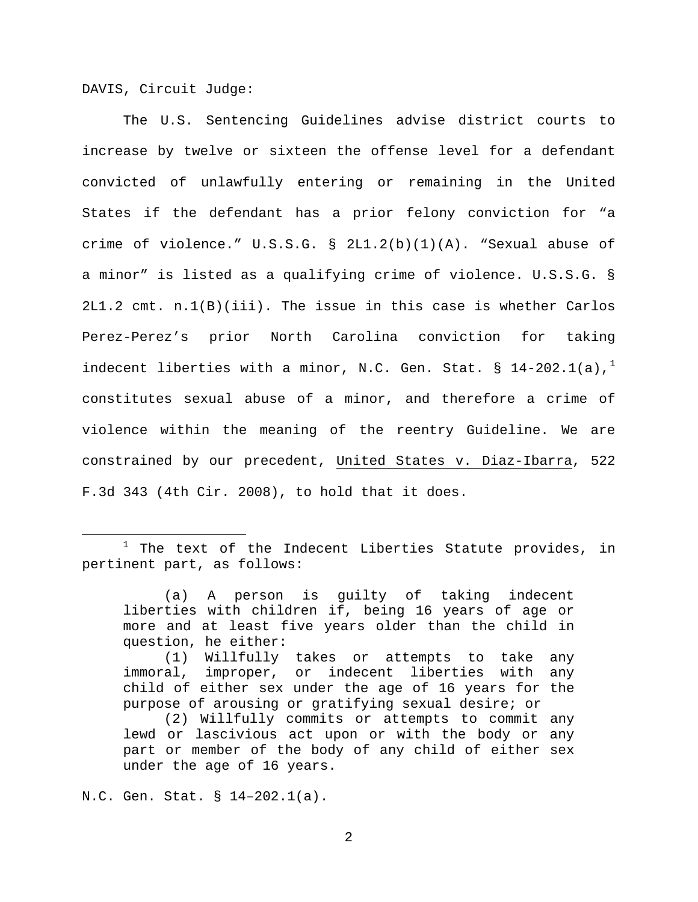DAVIS, Circuit Judge:

The U.S. Sentencing Guidelines advise district courts to increase by twelve or sixteen the offense level for a defendant convicted of unlawfully entering or remaining in the United States if the defendant has a prior felony conviction for "a crime of violence." U.S.S.G. § 2L1.2(b)(1)(A). "Sexual abuse of a minor" is listed as a qualifying crime of violence. U.S.S.G. § 2L1.2 cmt. n.1(B)(iii). The issue in this case is whether Carlos Perez-Perez's prior North Carolina conviction for taking indecent liberties with a minor, N.C. Gen. Stat. § 14-202.1(a),[1] constitutes sexual abuse of a minor, and therefore a crime of violence within the meaning of the reentry Guideline. We are constrained by our precedent, United States v. Diaz-Ibarra, 522 F.3d 343 (4th Cir. 2008), to hold that it does.

---

[1] The text of the Indecent Liberties Statute provides, in pertinent part, as follows:

> (a) A person is guilty of taking indecent liberties with children if, being 16 years of age or more and at least five years older than the child in question, he either:
>
> (1) Willfully takes or attempts to take any immoral, improper, or indecent liberties with any child of either sex under the age of 16 years for the purpose of arousing or gratifying sexual desire; or
>
> (2) Willfully commits or attempts to commit any lewd or lascivious act upon or with the body or any part or member of the body of any child of either sex under the age of 16 years.

N.C. Gen. Stat. § 14–202.1(a).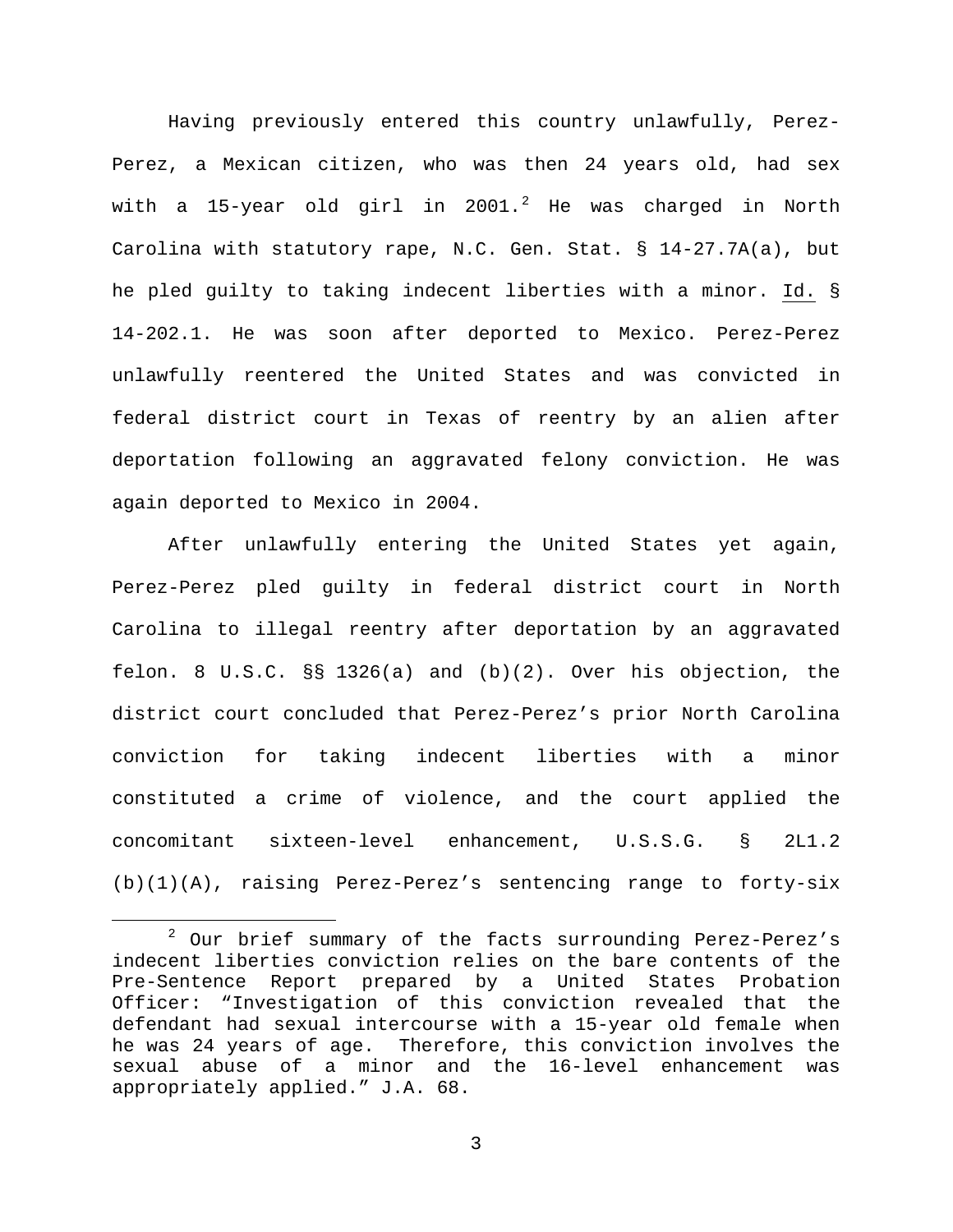Having previously entered this country unlawfully, Perez-Perez, a Mexican citizen, who was then 24 years old, had sex with a 15-year old girl in 2001.[2] He was charged in North Carolina with statutory rape, N.C. Gen. Stat. § 14-27.7A(a), but he pled guilty to taking indecent liberties with a minor. Id. § 14-202.1. He was soon after deported to Mexico. Perez-Perez unlawfully reentered the United States and was convicted in federal district court in Texas of reentry by an alien after deportation following an aggravated felony conviction. He was again deported to Mexico in 2004.

After unlawfully entering the United States yet again, Perez-Perez pled guilty in federal district court in North Carolina to illegal reentry after deportation by an aggravated felon. 8 U.S.C. §§ 1326(a) and (b)(2). Over his objection, the district court concluded that Perez-Perez's prior North Carolina conviction for taking indecent liberties with a minor constituted a crime of violence, and the court applied the concomitant sixteen-level enhancement, U.S.S.G. § 2L1.2 (b)(1)(A), raising Perez-Perez's sentencing range to forty-six

[2] Our brief summary of the facts surrounding Perez-Perez's indecent liberties conviction relies on the bare contents of the Pre-Sentence Report prepared by a United States Probation Officer: "Investigation of this conviction revealed that the defendant had sexual intercourse with a 15-year old female when he was 24 years of age. Therefore, this conviction involves the sexual abuse of a minor and the 16-level enhancement was appropriately applied." J.A. 68.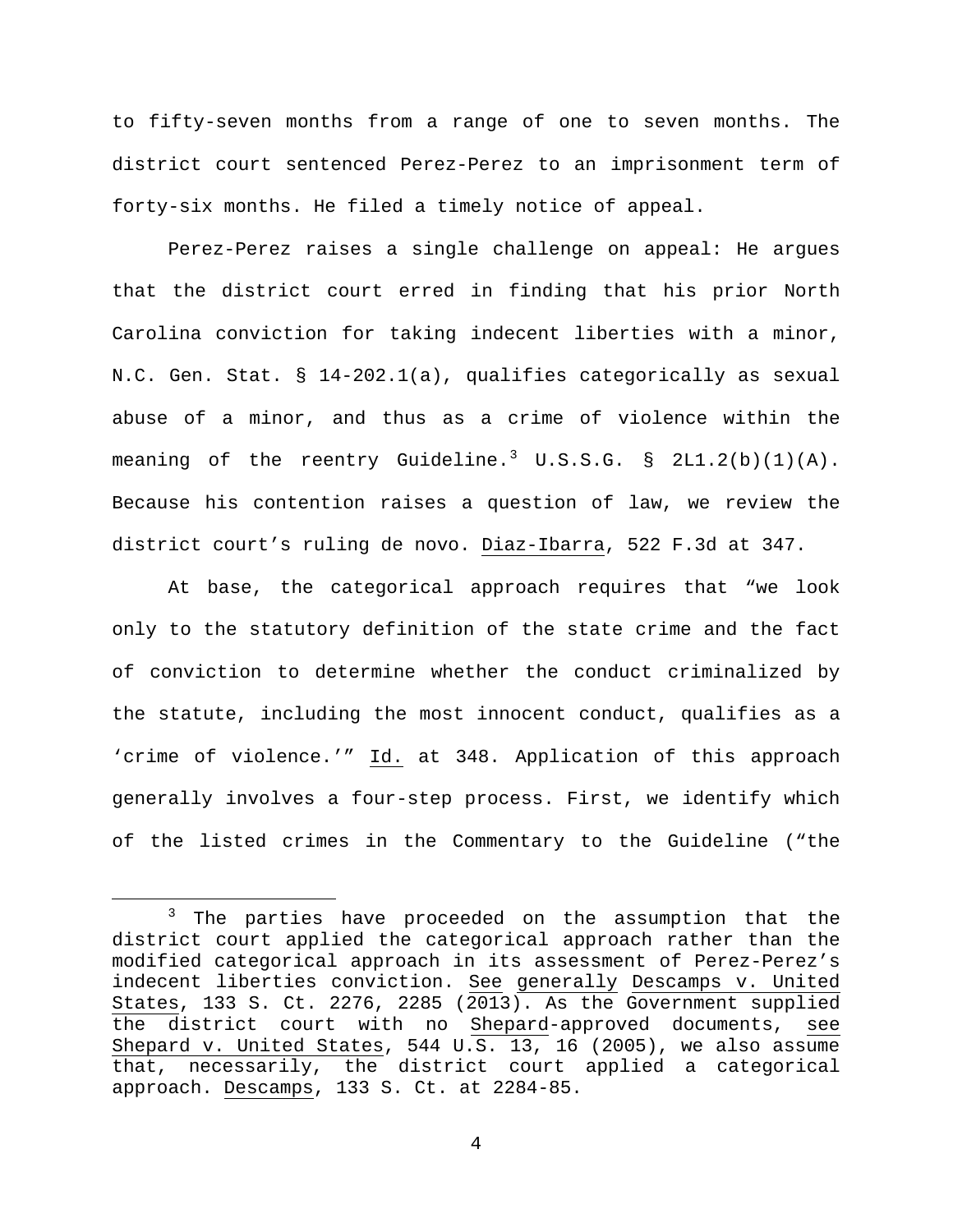to fifty-seven months from a range of one to seven months. The district court sentenced Perez-Perez to an imprisonment term of forty-six months. He filed a timely notice of appeal.

Perez-Perez raises a single challenge on appeal: He argues that the district court erred in finding that his prior North Carolina conviction for taking indecent liberties with a minor, N.C. Gen. Stat. § 14-202.1(a), qualifies categorically as sexual abuse of a minor, and thus as a crime of violence within the meaning of the reentry Guideline.[3] U.S.S.G. § 2L1.2(b)(1)(A). Because his contention raises a question of law, we review the district court's ruling de novo. Diaz-Ibarra, 522 F.3d at 347.

At base, the categorical approach requires that "we look only to the statutory definition of the state crime and the fact of conviction to determine whether the conduct criminalized by the statute, including the most innocent conduct, qualifies as a 'crime of violence.'" Id. at 348. Application of this approach generally involves a four-step process. First, we identify which of the listed crimes in the Commentary to the Guideline ("the

[3] The parties have proceeded on the assumption that the district court applied the categorical approach rather than the modified categorical approach in its assessment of Perez-Perez's indecent liberties conviction. See generally Descamps v. United States, 133 S. Ct. 2276, 2285 (2013). As the Government supplied the district court with no Shepard-approved documents, see Shepard v. United States, 544 U.S. 13, 16 (2005), we also assume that, necessarily, the district court applied a categorical approach. Descamps, 133 S. Ct. at 2284-85.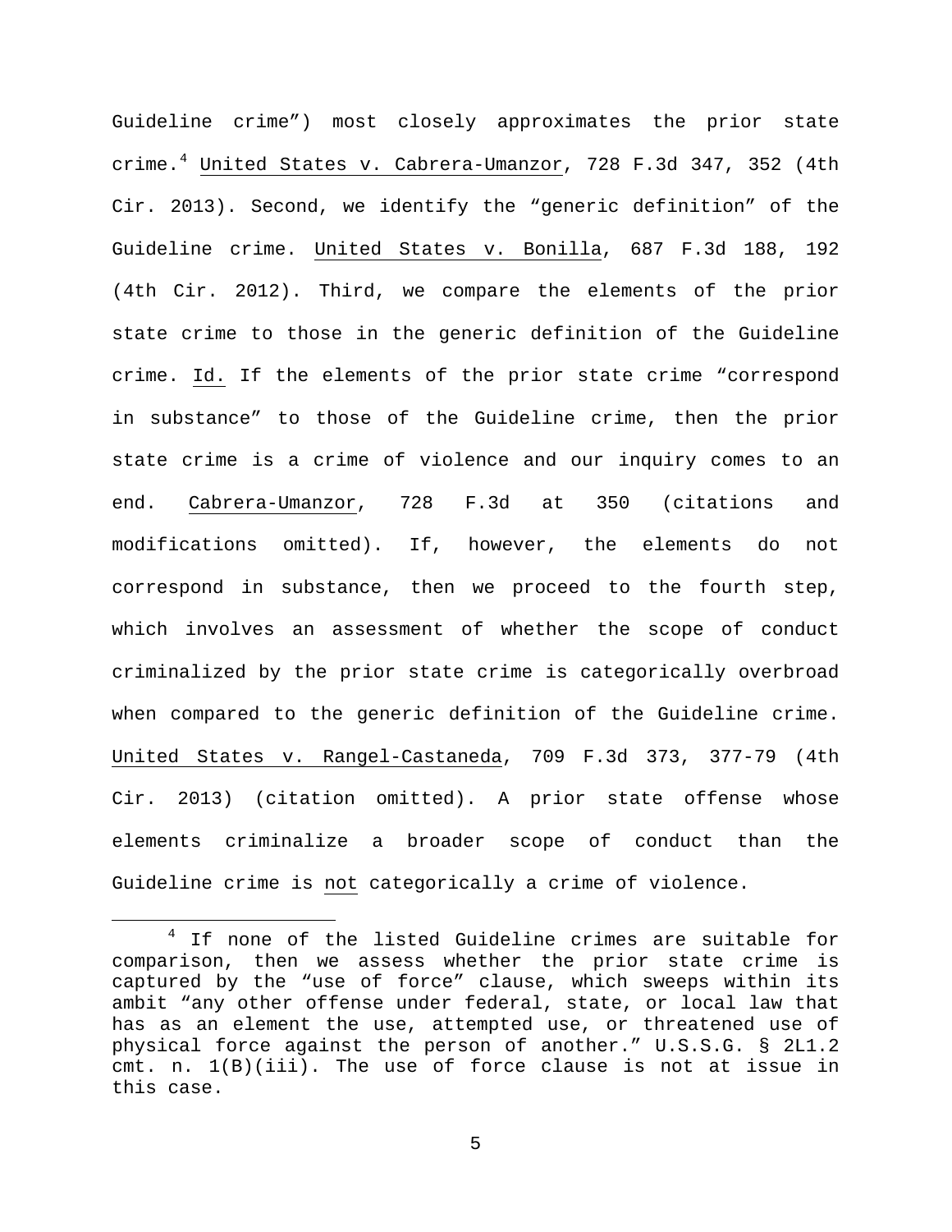Guideline crime") most closely approximates the prior state crime.[4] United States v. Cabrera-Umanzor, 728 F.3d 347, 352 (4th Cir. 2013). Second, we identify the "generic definition" of the Guideline crime. United States v. Bonilla, 687 F.3d 188, 192 (4th Cir. 2012). Third, we compare the elements of the prior state crime to those in the generic definition of the Guideline crime. Id. If the elements of the prior state crime "correspond in substance" to those of the Guideline crime, then the prior state crime is a crime of violence and our inquiry comes to an end. Cabrera-Umanzor, 728 F.3d at 350 (citations and modifications omitted). If, however, the elements do not correspond in substance, then we proceed to the fourth step, which involves an assessment of whether the scope of conduct criminalized by the prior state crime is categorically overbroad when compared to the generic definition of the Guideline crime. United States v. Rangel-Castaneda, 709 F.3d 373, 377-79 (4th Cir. 2013) (citation omitted). A prior state offense whose elements criminalize a broader scope of conduct than the Guideline crime is not categorically a crime of violence.

[4] If none of the listed Guideline crimes are suitable for comparison, then we assess whether the prior state crime is captured by the "use of force" clause, which sweeps within its ambit "any other offense under federal, state, or local law that has as an element the use, attempted use, or threatened use of physical force against the person of another." U.S.S.G. § 2L1.2 cmt. n. 1(B)(iii). The use of force clause is not at issue in this case.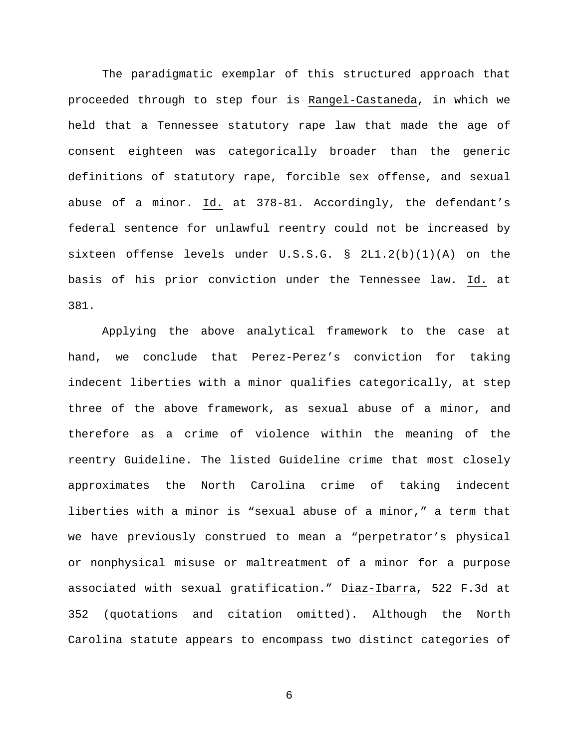The paradigmatic exemplar of this structured approach that proceeded through to step four is Rangel-Castaneda, in which we held that a Tennessee statutory rape law that made the age of consent eighteen was categorically broader than the generic definitions of statutory rape, forcible sex offense, and sexual abuse of a minor. Id. at 378-81. Accordingly, the defendant's federal sentence for unlawful reentry could not be increased by sixteen offense levels under U.S.S.G. § 2L1.2(b)(1)(A) on the basis of his prior conviction under the Tennessee law. Id. at 381.

Applying the above analytical framework to the case at hand, we conclude that Perez-Perez's conviction for taking indecent liberties with a minor qualifies categorically, at step three of the above framework, as sexual abuse of a minor, and therefore as a crime of violence within the meaning of the reentry Guideline. The listed Guideline crime that most closely approximates the North Carolina crime of taking indecent liberties with a minor is "sexual abuse of a minor," a term that we have previously construed to mean a "perpetrator's physical or nonphysical misuse or maltreatment of a minor for a purpose associated with sexual gratification." Diaz-Ibarra, 522 F.3d at 352 (quotations and citation omitted). Although the North Carolina statute appears to encompass two distinct categories of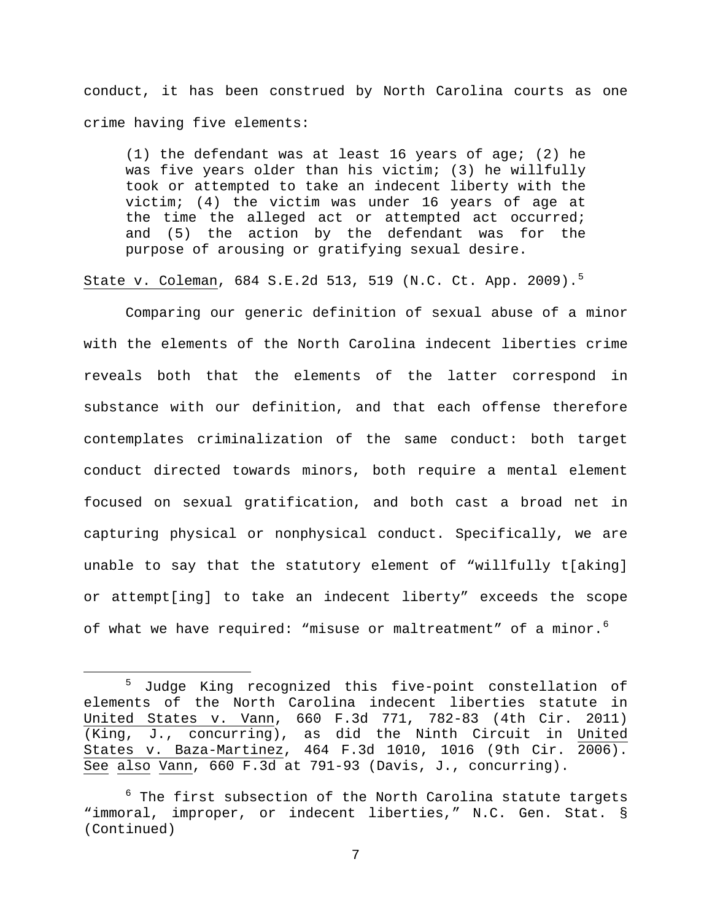conduct, it has been construed by North Carolina courts as one crime having five elements:

> (1) the defendant was at least 16 years of age; (2) he was five years older than his victim; (3) he willfully took or attempted to take an indecent liberty with the victim; (4) the victim was under 16 years of age at the time the alleged act or attempted act occurred; and (5) the action by the defendant was for the purpose of arousing or gratifying sexual desire.

State v. Coleman, 684 S.E.2d 513, 519 (N.C. Ct. App. 2009).[5]

Comparing our generic definition of sexual abuse of a minor with the elements of the North Carolina indecent liberties crime reveals both that the elements of the latter correspond in substance with our definition, and that each offense therefore contemplates criminalization of the same conduct: both target conduct directed towards minors, both require a mental element focused on sexual gratification, and both cast a broad net in capturing physical or nonphysical conduct. Specifically, we are unable to say that the statutory element of "willfully t[aking] or attempt[ing] to take an indecent liberty" exceeds the scope of what we have required: "misuse or maltreatment" of a minor.[6]

---

[5] Judge King recognized this five-point constellation of elements of the North Carolina indecent liberties statute in United States v. Vann, 660 F.3d 771, 782-83 (4th Cir. 2011) (King, J., concurring), as did the Ninth Circuit in United States v. Baza-Martinez, 464 F.3d 1010, 1016 (9th Cir. 2006). See also Vann, 660 F.3d at 791-93 (Davis, J., concurring).

[6] The first subsection of the North Carolina statute targets "immoral, improper, or indecent liberties," N.C. Gen. Stat. § (Continued)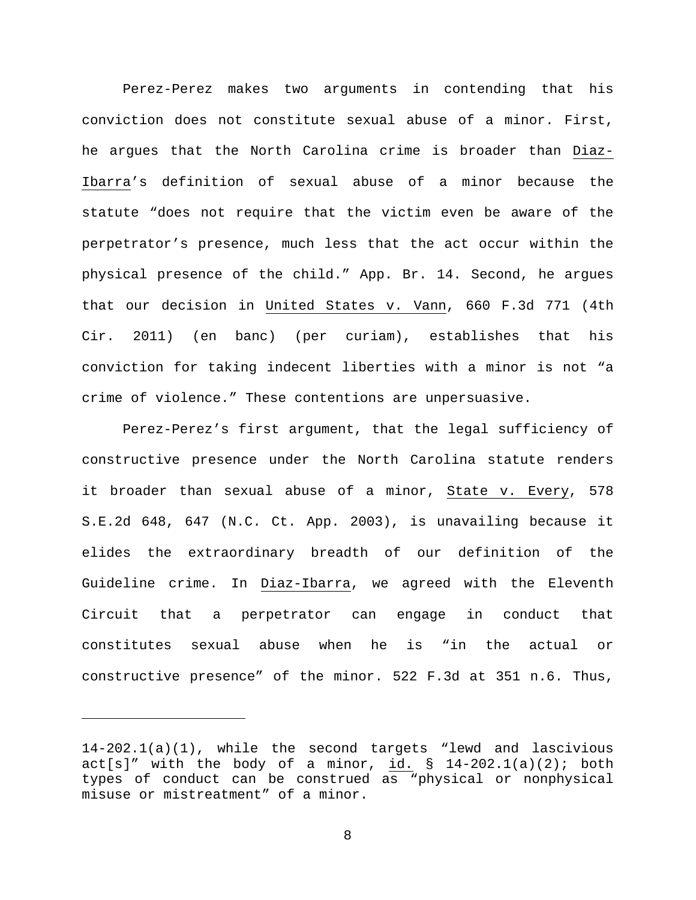Perez-Perez makes two arguments in contending that his conviction does not constitute sexual abuse of a minor. First, he argues that the North Carolina crime is broader than Diaz-Ibarra's definition of sexual abuse of a minor because the statute "does not require that the victim even be aware of the perpetrator's presence, much less that the act occur within the physical presence of the child." App. Br. 14. Second, he argues that our decision in United States v. Vann, 660 F.3d 771 (4th Cir. 2011) (en banc) (per curiam), establishes that his conviction for taking indecent liberties with a minor is not "a crime of violence." These contentions are unpersuasive.

Perez-Perez's first argument, that the legal sufficiency of constructive presence under the North Carolina statute renders it broader than sexual abuse of a minor, State v. Every, 578 S.E.2d 648, 647 (N.C. Ct. App. 2003), is unavailing because it elides the extraordinary breadth of our definition of the Guideline crime. In Diaz-Ibarra, we agreed with the Eleventh Circuit that a perpetrator can engage in conduct that constitutes sexual abuse when he is "in the actual or constructive presence" of the minor. 522 F.3d at 351 n.6. Thus,

---

14-202.1(a)(1), while the second targets "lewd and lascivious act[s]" with the body of a minor, id. § 14-202.1(a)(2); both types of conduct can be construed as "physical or nonphysical misuse or mistreatment" of a minor.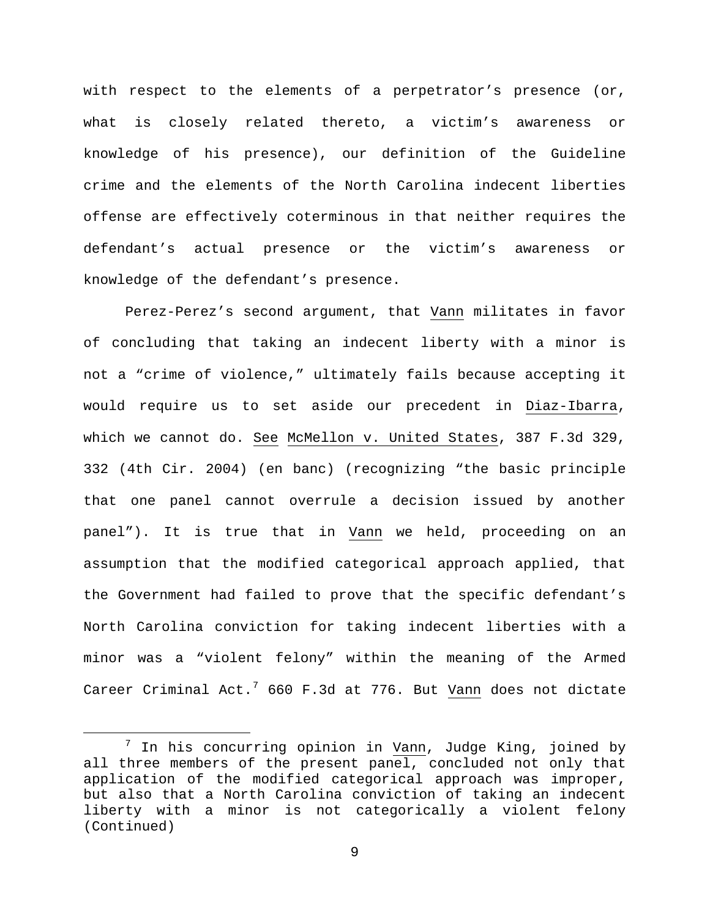with respect to the elements of a perpetrator's presence (or, what is closely related thereto, a victim's awareness or knowledge of his presence), our definition of the Guideline crime and the elements of the North Carolina indecent liberties offense are effectively coterminous in that neither requires the defendant's actual presence or the victim's awareness or knowledge of the defendant's presence.

Perez-Perez's second argument, that Vann militates in favor of concluding that taking an indecent liberty with a minor is not a "crime of violence," ultimately fails because accepting it would require us to set aside our precedent in Diaz-Ibarra, which we cannot do. See McMellon v. United States, 387 F.3d 329, 332 (4th Cir. 2004) (en banc) (recognizing "the basic principle that one panel cannot overrule a decision issued by another panel"). It is true that in Vann we held, proceeding on an assumption that the modified categorical approach applied, that the Government had failed to prove that the specific defendant's North Carolina conviction for taking indecent liberties with a minor was a "violent felony" within the meaning of the Armed Career Criminal Act.[7] 660 F.3d at 776. But Vann does not dictate

[7] In his concurring opinion in Vann, Judge King, joined by all three members of the present panel, concluded not only that application of the modified categorical approach was improper, but also that a North Carolina conviction of taking an indecent liberty with a minor is not categorically a violent felony (Continued)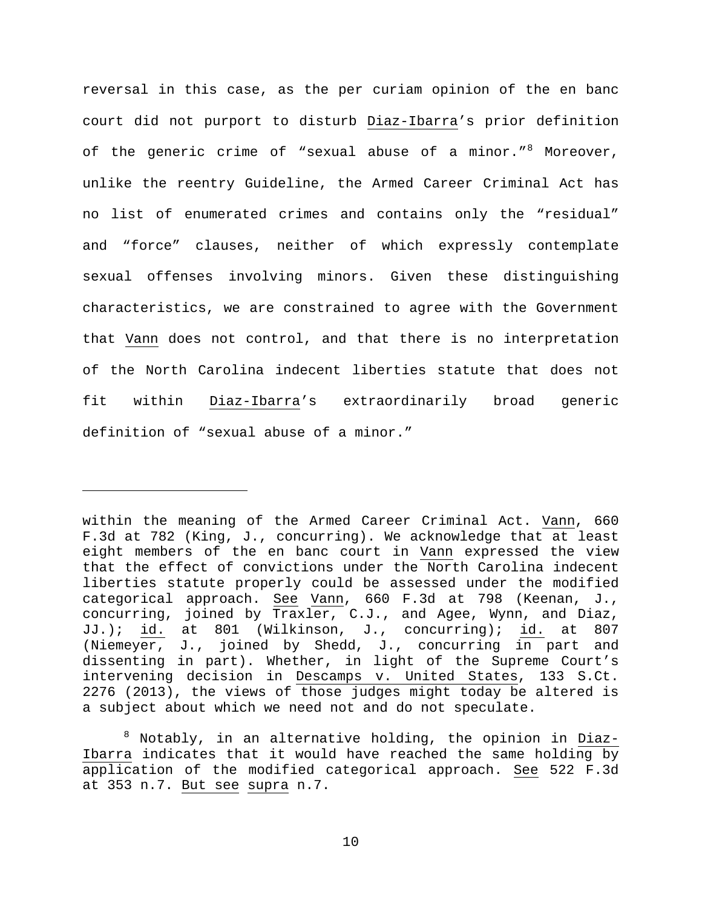reversal in this case, as the per curiam opinion of the en banc court did not purport to disturb Diaz-Ibarra's prior definition of the generic crime of "sexual abuse of a minor."[8] Moreover, unlike the reentry Guideline, the Armed Career Criminal Act has no list of enumerated crimes and contains only the "residual" and "force" clauses, neither of which expressly contemplate sexual offenses involving minors. Given these distinguishing characteristics, we are constrained to agree with the Government that Vann does not control, and that there is no interpretation of the North Carolina indecent liberties statute that does not fit within Diaz-Ibarra's extraordinarily broad generic definition of "sexual abuse of a minor."

---

within the meaning of the Armed Career Criminal Act. Vann, 660 F.3d at 782 (King, J., concurring). We acknowledge that at least eight members of the en banc court in Vann expressed the view that the effect of convictions under the North Carolina indecent liberties statute properly could be assessed under the modified categorical approach. See Vann, 660 F.3d at 798 (Keenan, J., concurring, joined by Traxler, C.J., and Agee, Wynn, and Diaz, JJ.); id. at 801 (Wilkinson, J., concurring); id. at 807 (Niemeyer, J., joined by Shedd, J., concurring in part and dissenting in part). Whether, in light of the Supreme Court's intervening decision in Descamps v. United States, 133 S.Ct. 2276 (2013), the views of those judges might today be altered is a subject about which we need not and do not speculate.

[8] Notably, in an alternative holding, the opinion in Diaz-Ibarra indicates that it would have reached the same holding by application of the modified categorical approach. See 522 F.3d at 353 n.7. But see supra n.7.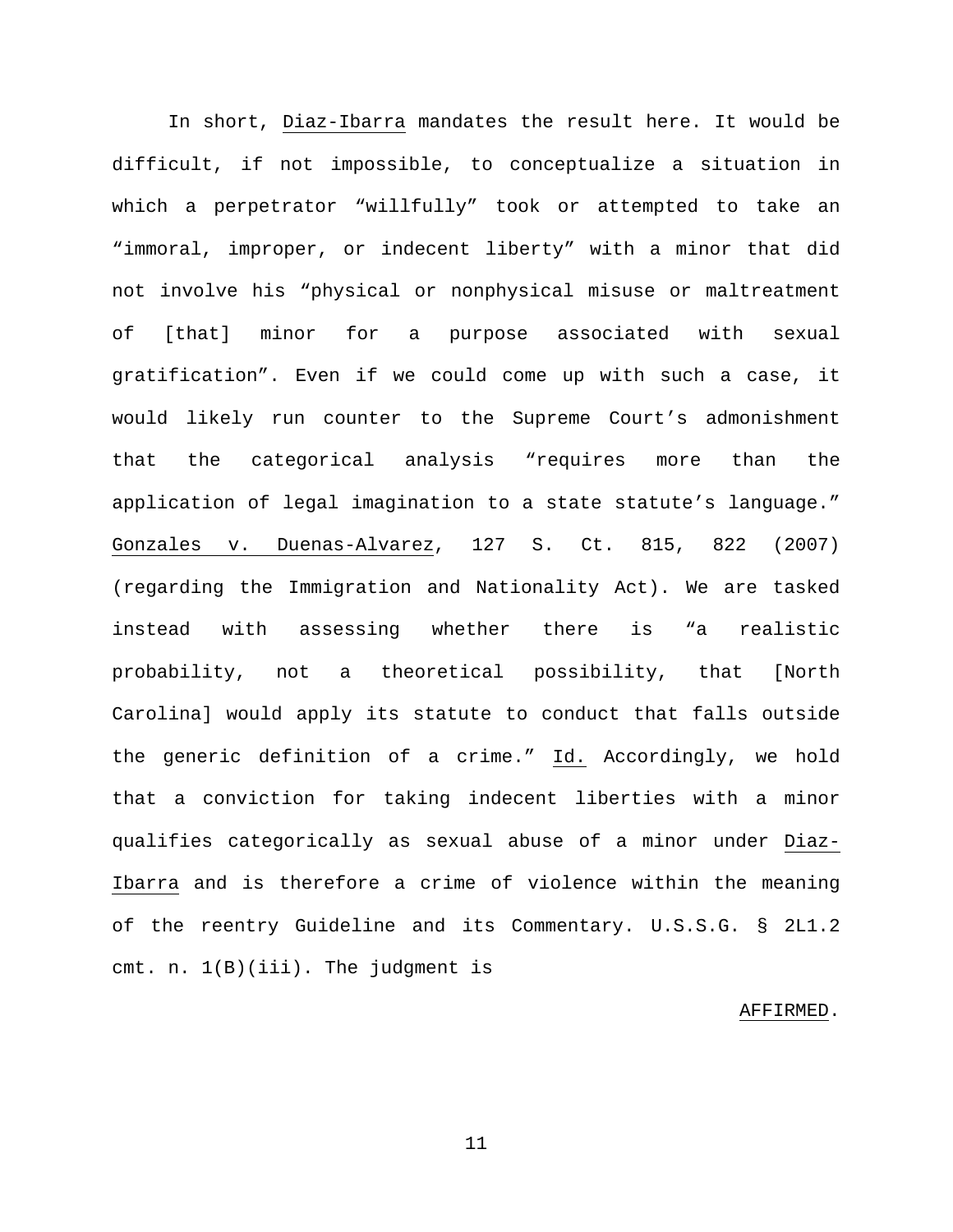In short, Diaz-Ibarra mandates the result here. It would be difficult, if not impossible, to conceptualize a situation in which a perpetrator "willfully" took or attempted to take an "immoral, improper, or indecent liberty" with a minor that did not involve his "physical or nonphysical misuse or maltreatment of [that] minor for a purpose associated with sexual gratification". Even if we could come up with such a case, it would likely run counter to the Supreme Court's admonishment that the categorical analysis "requires more than the application of legal imagination to a state statute's language." Gonzales v. Duenas-Alvarez, 127 S. Ct. 815, 822 (2007) (regarding the Immigration and Nationality Act). We are tasked instead with assessing whether there is "a realistic probability, not a theoretical possibility, that [North Carolina] would apply its statute to conduct that falls outside the generic definition of a crime." Id. Accordingly, we hold that a conviction for taking indecent liberties with a minor qualifies categorically as sexual abuse of a minor under Diaz-Ibarra and is therefore a crime of violence within the meaning of the reentry Guideline and its Commentary. U.S.S.G. § 2L1.2 cmt. n. 1(B)(iii). The judgment is

AFFIRMED.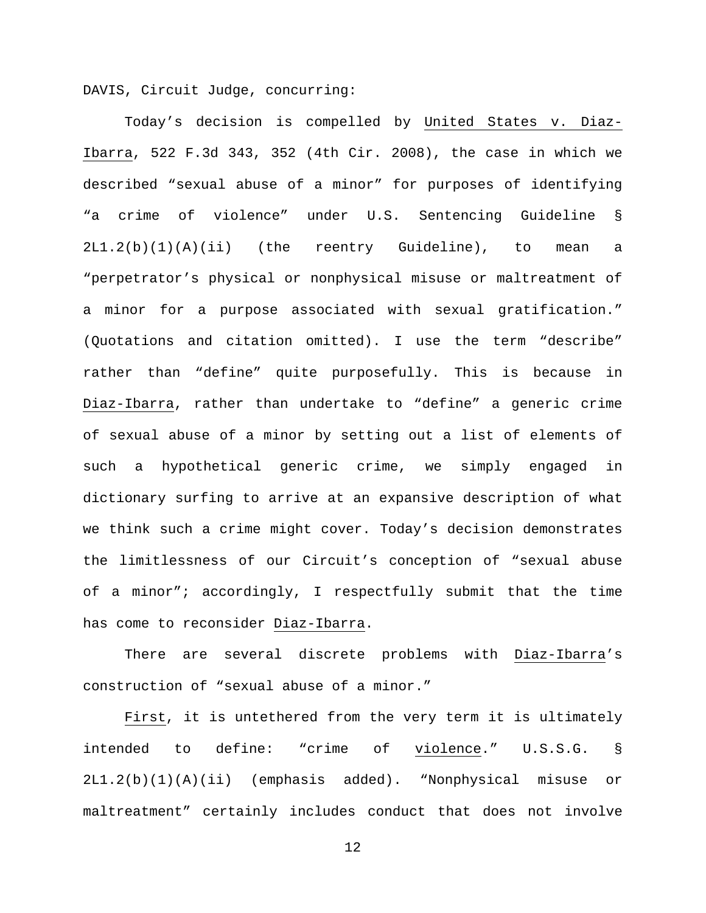DAVIS, Circuit Judge, concurring:

Today's decision is compelled by United States v. Diaz-Ibarra, 522 F.3d 343, 352 (4th Cir. 2008), the case in which we described "sexual abuse of a minor" for purposes of identifying "a crime of violence" under U.S. Sentencing Guideline § 2L1.2(b)(1)(A)(ii) (the reentry Guideline), to mean a "perpetrator's physical or nonphysical misuse or maltreatment of a minor for a purpose associated with sexual gratification." (Quotations and citation omitted). I use the term "describe" rather than "define" quite purposefully. This is because in Diaz-Ibarra, rather than undertake to "define" a generic crime of sexual abuse of a minor by setting out a list of elements of such a hypothetical generic crime, we simply engaged in dictionary surfing to arrive at an expansive description of what we think such a crime might cover. Today's decision demonstrates the limitlessness of our Circuit's conception of "sexual abuse of a minor"; accordingly, I respectfully submit that the time has come to reconsider Diaz-Ibarra.

There are several discrete problems with Diaz-Ibarra's construction of "sexual abuse of a minor."

First, it is untethered from the very term it is ultimately intended to define: "crime of violence." U.S.S.G. § 2L1.2(b)(1)(A)(ii) (emphasis added). "Nonphysical misuse or maltreatment" certainly includes conduct that does not involve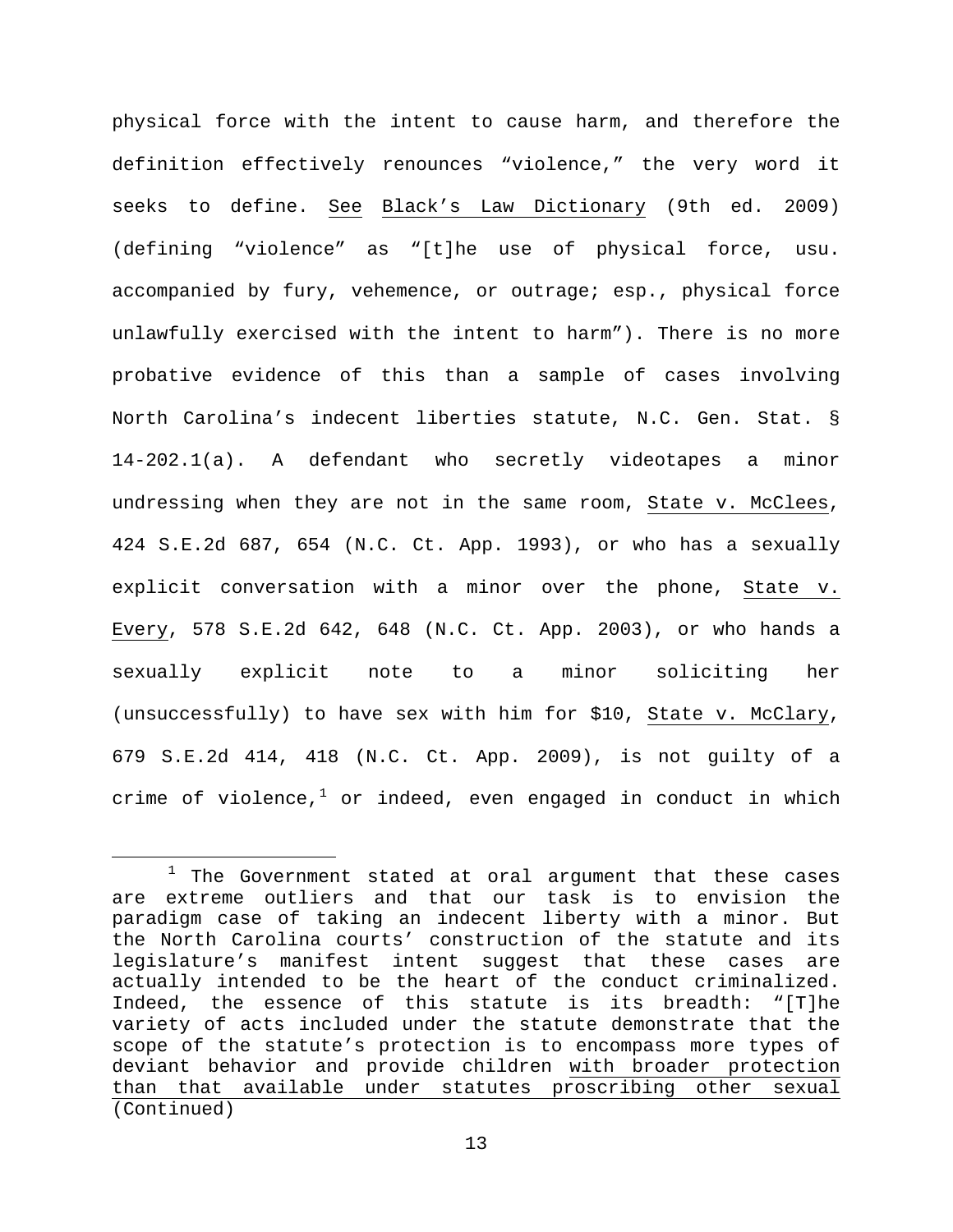physical force with the intent to cause harm, and therefore the definition effectively renounces "violence," the very word it seeks to define. See Black's Law Dictionary (9th ed. 2009) (defining "violence" as "[t]he use of physical force, usu. accompanied by fury, vehemence, or outrage; esp., physical force unlawfully exercised with the intent to harm"). There is no more probative evidence of this than a sample of cases involving North Carolina's indecent liberties statute, N.C. Gen. Stat. § 14-202.1(a). A defendant who secretly videotapes a minor undressing when they are not in the same room, State v. McClees, 424 S.E.2d 687, 654 (N.C. Ct. App. 1993), or who has a sexually explicit conversation with a minor over the phone, State v. Every, 578 S.E.2d 642, 648 (N.C. Ct. App. 2003), or who hands a sexually explicit note to a minor soliciting her (unsuccessfully) to have sex with him for $10, State v. McClary, 679 S.E.2d 414, 418 (N.C. Ct. App. 2009), is not guilty of a crime of violence,[1] or indeed, even engaged in conduct in which

[1] The Government stated at oral argument that these cases are extreme outliers and that our task is to envision the paradigm case of taking an indecent liberty with a minor. But the North Carolina courts' construction of the statute and its legislature's manifest intent suggest that these cases are actually intended to be the heart of the conduct criminalized. Indeed, the essence of this statute is its breadth: "[T]he variety of acts included under the statute demonstrate that the scope of the statute's protection is to encompass more types of deviant behavior and provide children with broader protection than that available under statutes proscribing other sexual (Continued)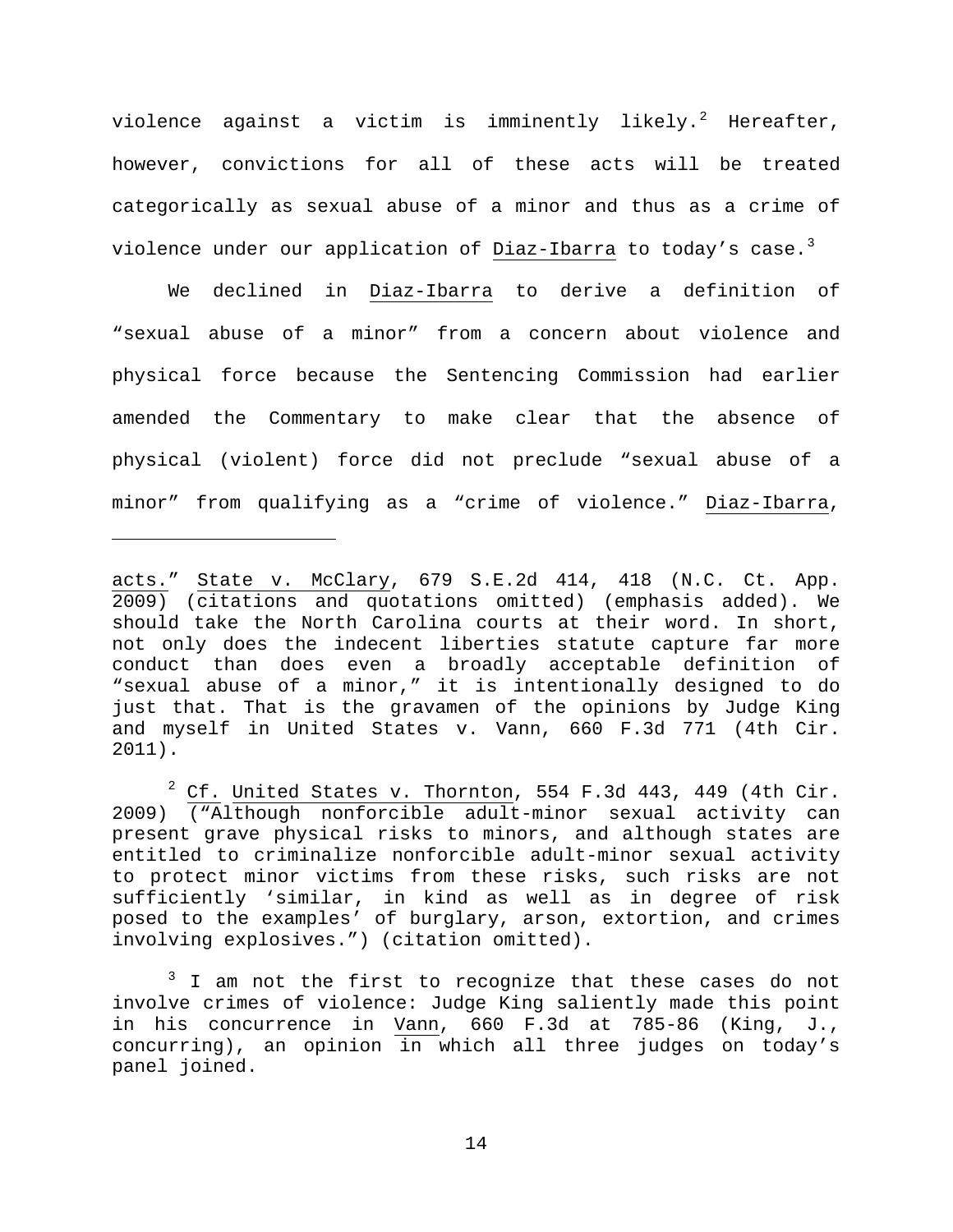violence against a victim is imminently likely.[2] Hereafter, however, convictions for all of these acts will be treated categorically as sexual abuse of a minor and thus as a crime of violence under our application of Diaz-Ibarra to today's case.[3]

We declined in Diaz-Ibarra to derive a definition of "sexual abuse of a minor" from a concern about violence and physical force because the Sentencing Commission had earlier amended the Commentary to make clear that the absence of physical (violent) force did not preclude "sexual abuse of a minor" from qualifying as a "crime of violence." Diaz-Ibarra,

---

acts." State v. McClary, 679 S.E.2d 414, 418 (N.C. Ct. App. 2009) (citations and quotations omitted) (emphasis added). We should take the North Carolina courts at their word. In short, not only does the indecent liberties statute capture far more conduct than does even a broadly acceptable definition of "sexual abuse of a minor," it is intentionally designed to do just that. That is the gravamen of the opinions by Judge King and myself in United States v. Vann, 660 F.3d 771 (4th Cir. 2011).

[2] Cf. United States v. Thornton, 554 F.3d 443, 449 (4th Cir. 2009) ("Although nonforcible adult-minor sexual activity can present grave physical risks to minors, and although states are entitled to criminalize nonforcible adult-minor sexual activity to protect minor victims from these risks, such risks are not sufficiently 'similar, in kind as well as in degree of risk posed to the examples' of burglary, arson, extortion, and crimes involving explosives.") (citation omitted).

[3] I am not the first to recognize that these cases do not involve crimes of violence: Judge King saliently made this point in his concurrence in Vann, 660 F.3d at 785-86 (King, J., concurring), an opinion in which all three judges on today's panel joined.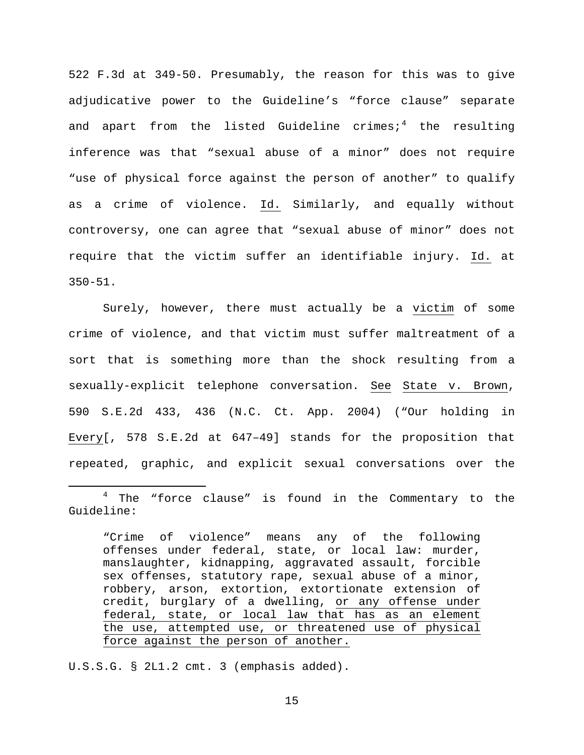522 F.3d at 349-50. Presumably, the reason for this was to give adjudicative power to the Guideline's "force clause" separate and apart from the listed Guideline crimes;[4] the resulting inference was that "sexual abuse of a minor" does not require "use of physical force against the person of another" to qualify as a crime of violence. Id. Similarly, and equally without controversy, one can agree that "sexual abuse of minor" does not require that the victim suffer an identifiable injury. Id. at 350-51.

Surely, however, there must actually be a victim of some crime of violence, and that victim must suffer maltreatment of a sort that is something more than the shock resulting from a sexually-explicit telephone conversation. See State v. Brown, 590 S.E.2d 433, 436 (N.C. Ct. App. 2004) ("Our holding in Every[, 578 S.E.2d at 647–49] stands for the proposition that repeated, graphic, and explicit sexual conversations over the

---

[4] The "force clause" is found in the Commentary to the Guideline:

> "Crime of violence" means any of the following offenses under federal, state, or local law: murder, manslaughter, kidnapping, aggravated assault, forcible sex offenses, statutory rape, sexual abuse of a minor, robbery, arson, extortion, extortionate extension of credit, burglary of a dwelling, or any offense under federal, state, or local law that has as an element the use, attempted use, or threatened use of physical force against the person of another.

U.S.S.G. § 2L1.2 cmt. 3 (emphasis added).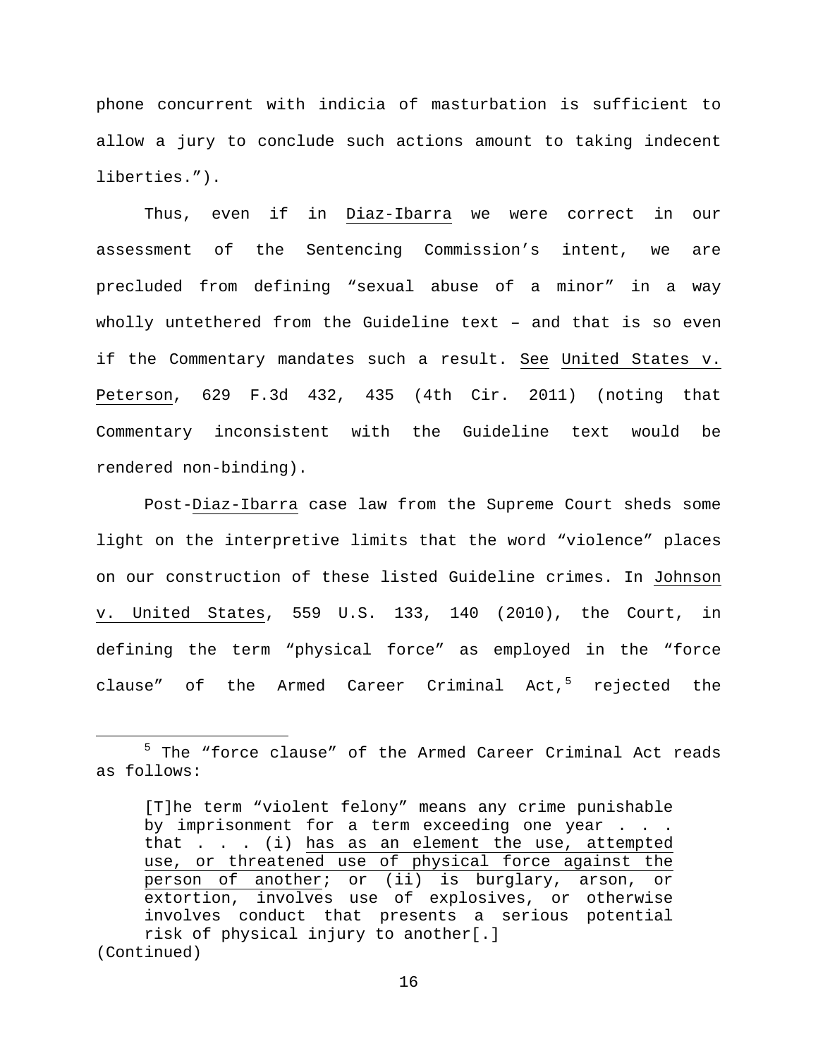phone concurrent with indicia of masturbation is sufficient to allow a jury to conclude such actions amount to taking indecent liberties.”).

Thus, even if in Diaz-Ibarra we were correct in our assessment of the Sentencing Commission’s intent, we are precluded from defining “sexual abuse of a minor” in a way wholly untethered from the Guideline text – and that is so even if the Commentary mandates such a result. See United States v. Peterson, 629 F.3d 432, 435 (4th Cir. 2011) (noting that Commentary inconsistent with the Guideline text would be rendered non-binding).

Post-Diaz-Ibarra case law from the Supreme Court sheds some light on the interpretive limits that the word “violence” places on our construction of these listed Guideline crimes. In Johnson v. United States, 559 U.S. 133, 140 (2010), the Court, in defining the term “physical force” as employed in the “force clause” of the Armed Career Criminal Act,[5] rejected the

---

[5] The “force clause” of the Armed Career Criminal Act reads as follows:

> [T]he term “violent felony” means any crime punishable by imprisonment for a term exceeding one year . . . that . . . (i) has as an element the use, attempted use, or threatened use of physical force against the person of another; or (ii) is burglary, arson, or extortion, involves use of explosives, or otherwise involves conduct that presents a serious potential risk of physical injury to another[.]

(Continued)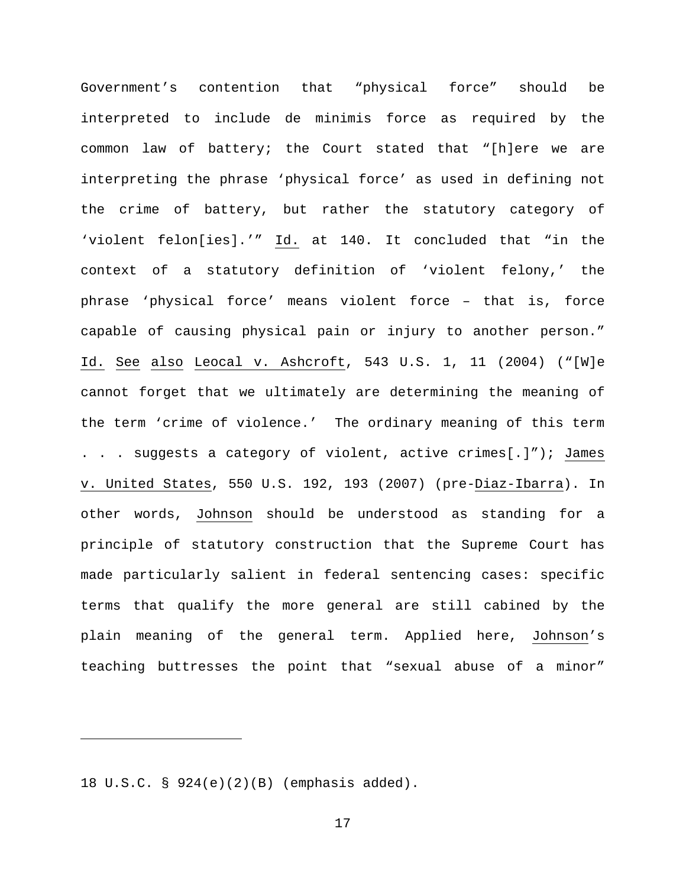Government's contention that "physical force" should be interpreted to include de minimis force as required by the common law of battery; the Court stated that "[h]ere we are interpreting the phrase 'physical force' as used in defining not the crime of battery, but rather the statutory category of 'violent felon[ies].'" Id. at 140. It concluded that "in the context of a statutory definition of 'violent felony,' the phrase 'physical force' means violent force – that is, force capable of causing physical pain or injury to another person." Id. See also Leocal v. Ashcroft, 543 U.S. 1, 11 (2004) ("[W]e cannot forget that we ultimately are determining the meaning of the term 'crime of violence.' The ordinary meaning of this term . . . suggests a category of violent, active crimes[.]"); James v. United States, 550 U.S. 192, 193 (2007) (pre-Diaz-Ibarra). In other words, Johnson should be understood as standing for a principle of statutory construction that the Supreme Court has made particularly salient in federal sentencing cases: specific terms that qualify the more general are still cabined by the plain meaning of the general term. Applied here, Johnson's teaching buttresses the point that "sexual abuse of a minor"

---

18 U.S.C. § 924(e)(2)(B) (emphasis added).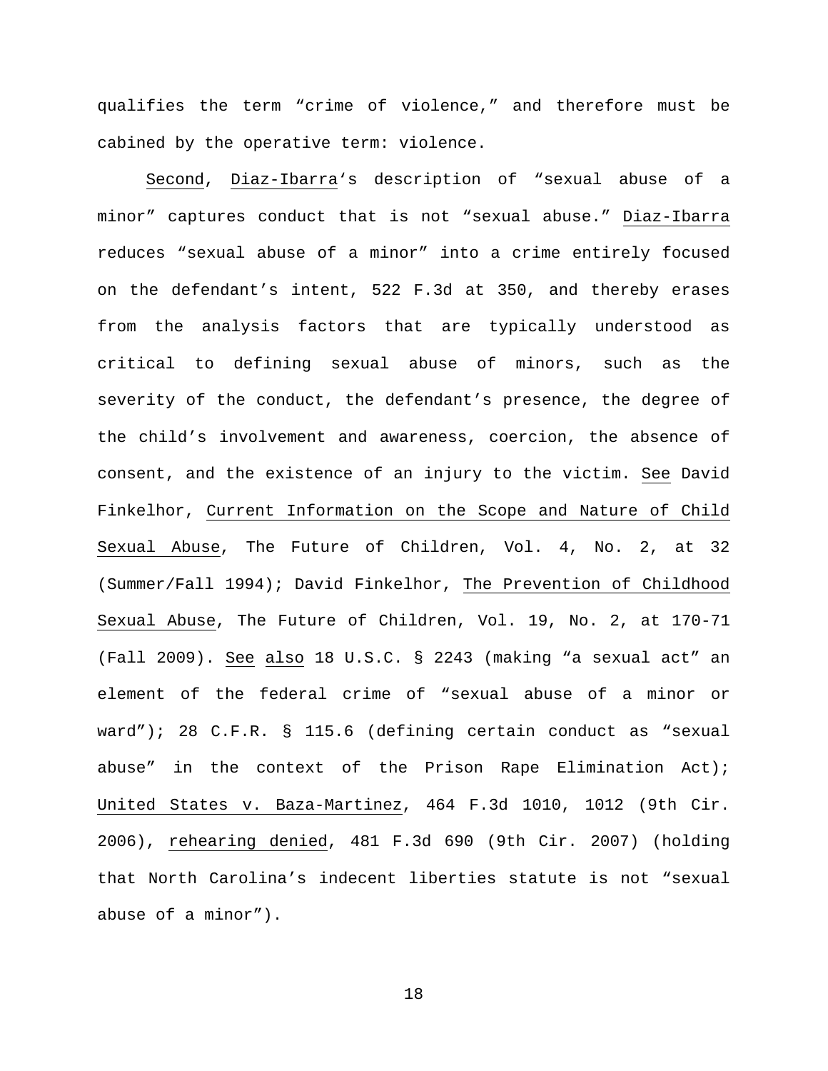qualifies the term "crime of violence," and therefore must be cabined by the operative term: violence.

Second, Diaz-Ibarra's description of "sexual abuse of a minor" captures conduct that is not "sexual abuse." Diaz-Ibarra reduces "sexual abuse of a minor" into a crime entirely focused on the defendant's intent, 522 F.3d at 350, and thereby erases from the analysis factors that are typically understood as critical to defining sexual abuse of minors, such as the severity of the conduct, the defendant's presence, the degree of the child's involvement and awareness, coercion, the absence of consent, and the existence of an injury to the victim. See David Finkelhor, Current Information on the Scope and Nature of Child Sexual Abuse, The Future of Children, Vol. 4, No. 2, at 32 (Summer/Fall 1994); David Finkelhor, The Prevention of Childhood Sexual Abuse, The Future of Children, Vol. 19, No. 2, at 170-71 (Fall 2009). See also 18 U.S.C. § 2243 (making "a sexual act" an element of the federal crime of "sexual abuse of a minor or ward"); 28 C.F.R. § 115.6 (defining certain conduct as "sexual abuse" in the context of the Prison Rape Elimination Act); United States v. Baza-Martinez, 464 F.3d 1010, 1012 (9th Cir. 2006), rehearing denied, 481 F.3d 690 (9th Cir. 2007) (holding that North Carolina's indecent liberties statute is not "sexual abuse of a minor").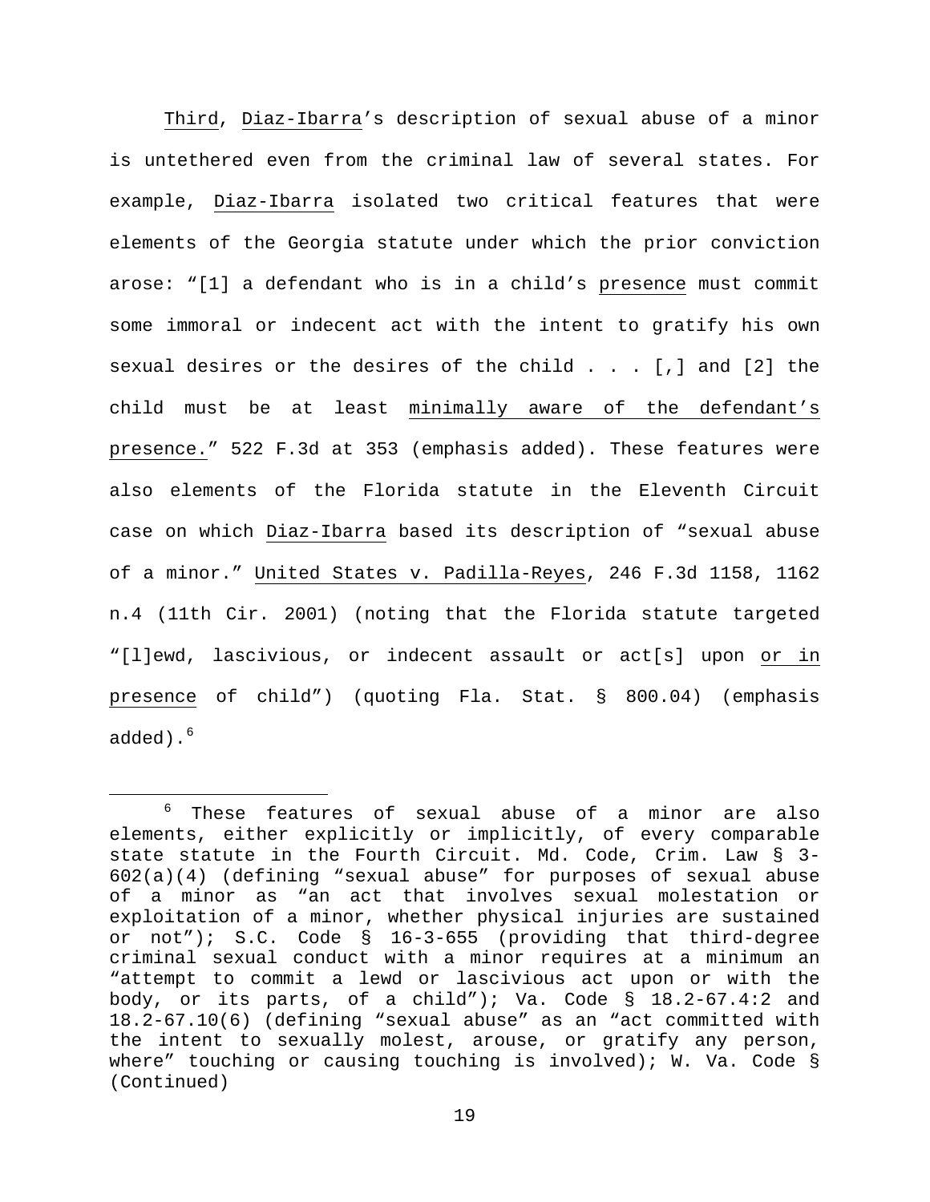Third, Diaz-Ibarra's description of sexual abuse of a minor is untethered even from the criminal law of several states. For example, Diaz-Ibarra isolated two critical features that were elements of the Georgia statute under which the prior conviction arose: "[1] a defendant who is in a child's presence must commit some immoral or indecent act with the intent to gratify his own sexual desires or the desires of the child . . . [,] and [2] the child must be at least minimally aware of the defendant's presence." 522 F.3d at 353 (emphasis added). These features were also elements of the Florida statute in the Eleventh Circuit case on which Diaz-Ibarra based its description of "sexual abuse of a minor." United States v. Padilla-Reyes, 246 F.3d 1158, 1162 n.4 (11th Cir. 2001) (noting that the Florida statute targeted "[l]ewd, lascivious, or indecent assault or act[s] upon or in presence of child") (quoting Fla. Stat. § 800.04) (emphasis added).[6]

---

[6] These features of sexual abuse of a minor are also elements, either explicitly or implicitly, of every comparable state statute in the Fourth Circuit. Md. Code, Crim. Law § 3-602(a)(4) (defining "sexual abuse" for purposes of sexual abuse of a minor as "an act that involves sexual molestation or exploitation of a minor, whether physical injuries are sustained or not"); S.C. Code § 16-3-655 (providing that third-degree criminal sexual conduct with a minor requires at a minimum an "attempt to commit a lewd or lascivious act upon or with the body, or its parts, of a child"); Va. Code § 18.2-67.4:2 and 18.2-67.10(6) (defining "sexual abuse" as an "act committed with the intent to sexually molest, arouse, or gratify any person, where" touching or causing touching is involved); W. Va. Code § (Continued)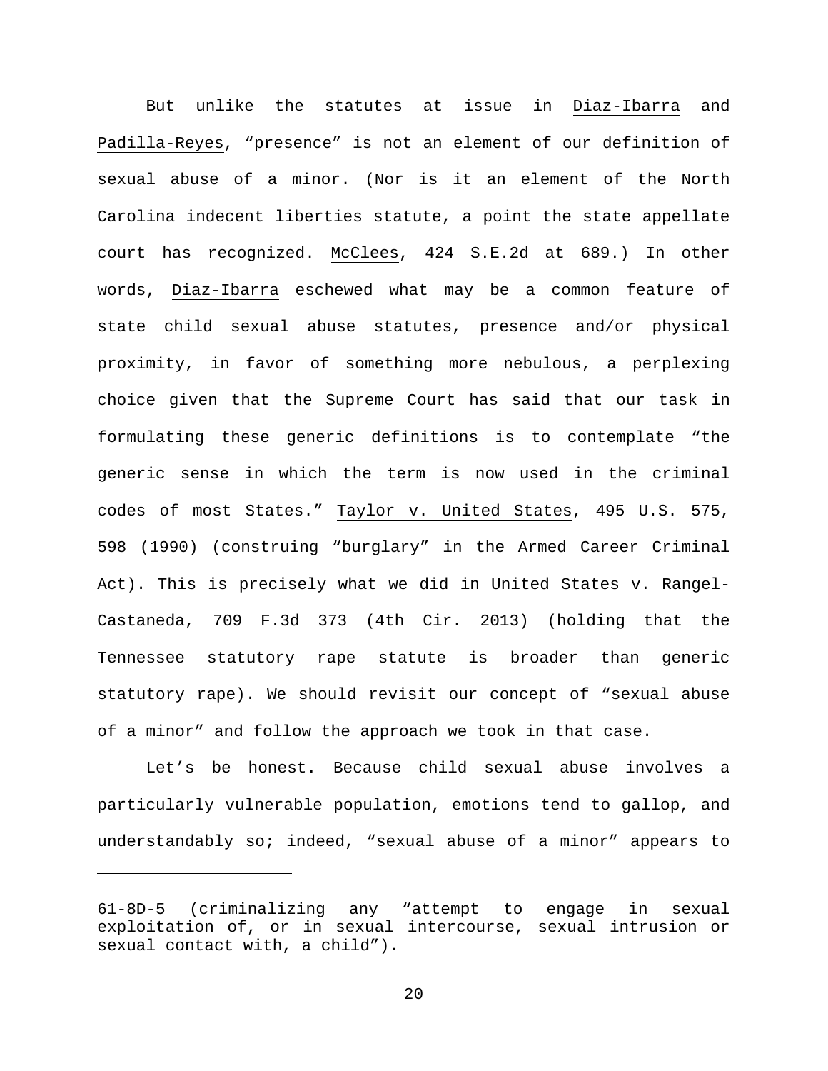But unlike the statutes at issue in Diaz-Ibarra and Padilla-Reyes, "presence" is not an element of our definition of sexual abuse of a minor. (Nor is it an element of the North Carolina indecent liberties statute, a point the state appellate court has recognized. McClees, 424 S.E.2d at 689.) In other words, Diaz-Ibarra eschewed what may be a common feature of state child sexual abuse statutes, presence and/or physical proximity, in favor of something more nebulous, a perplexing choice given that the Supreme Court has said that our task in formulating these generic definitions is to contemplate "the generic sense in which the term is now used in the criminal codes of most States." Taylor v. United States, 495 U.S. 575, 598 (1990) (construing "burglary" in the Armed Career Criminal Act). This is precisely what we did in United States v. Rangel-Castaneda, 709 F.3d 373 (4th Cir. 2013) (holding that the Tennessee statutory rape statute is broader than generic statutory rape). We should revisit our concept of "sexual abuse of a minor" and follow the approach we took in that case.

Let's be honest. Because child sexual abuse involves a particularly vulnerable population, emotions tend to gallop, and understandably so; indeed, "sexual abuse of a minor" appears to

---

61-8D-5 (criminalizing any "attempt to engage in sexual exploitation of, or in sexual intercourse, sexual intrusion or sexual contact with, a child").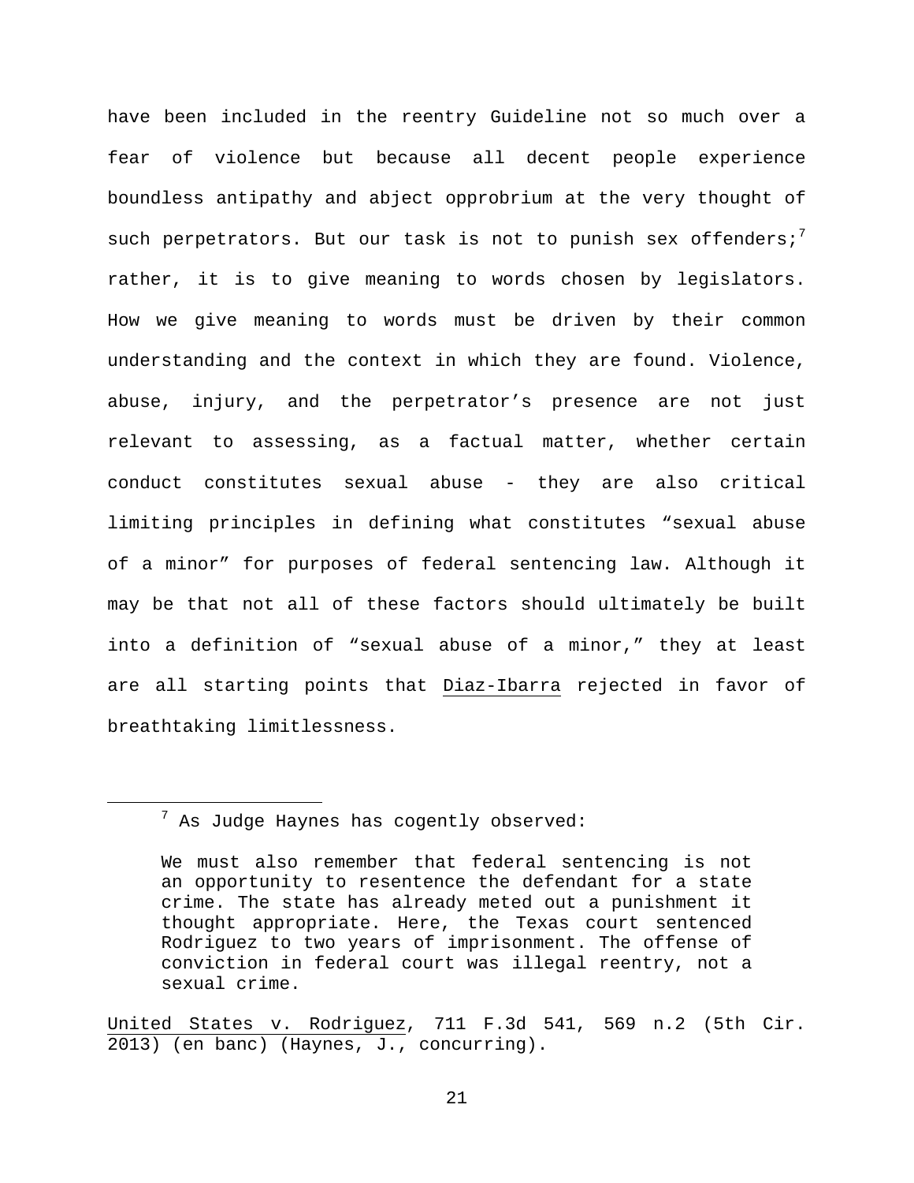have been included in the reentry Guideline not so much over a fear of violence but because all decent people experience boundless antipathy and abject opprobrium at the very thought of such perpetrators. But our task is not to punish sex offenders;[7] rather, it is to give meaning to words chosen by legislators. How we give meaning to words must be driven by their common understanding and the context in which they are found. Violence, abuse, injury, and the perpetrator's presence are not just relevant to assessing, as a factual matter, whether certain conduct constitutes sexual abuse - they are also critical limiting principles in defining what constitutes "sexual abuse of a minor" for purposes of federal sentencing law. Although it may be that not all of these factors should ultimately be built into a definition of "sexual abuse of a minor," they at least are all starting points that Diaz-Ibarra rejected in favor of breathtaking limitlessness.

---

[7] As Judge Haynes has cogently observed:

> We must also remember that federal sentencing is not an opportunity to resentence the defendant for a state crime. The state has already meted out a punishment it thought appropriate. Here, the Texas court sentenced Rodriguez to two years of imprisonment. The offense of conviction in federal court was illegal reentry, not a sexual crime.

United States v. Rodriguez, 711 F.3d 541, 569 n.2 (5th Cir. 2013) (en banc) (Haynes, J., concurring).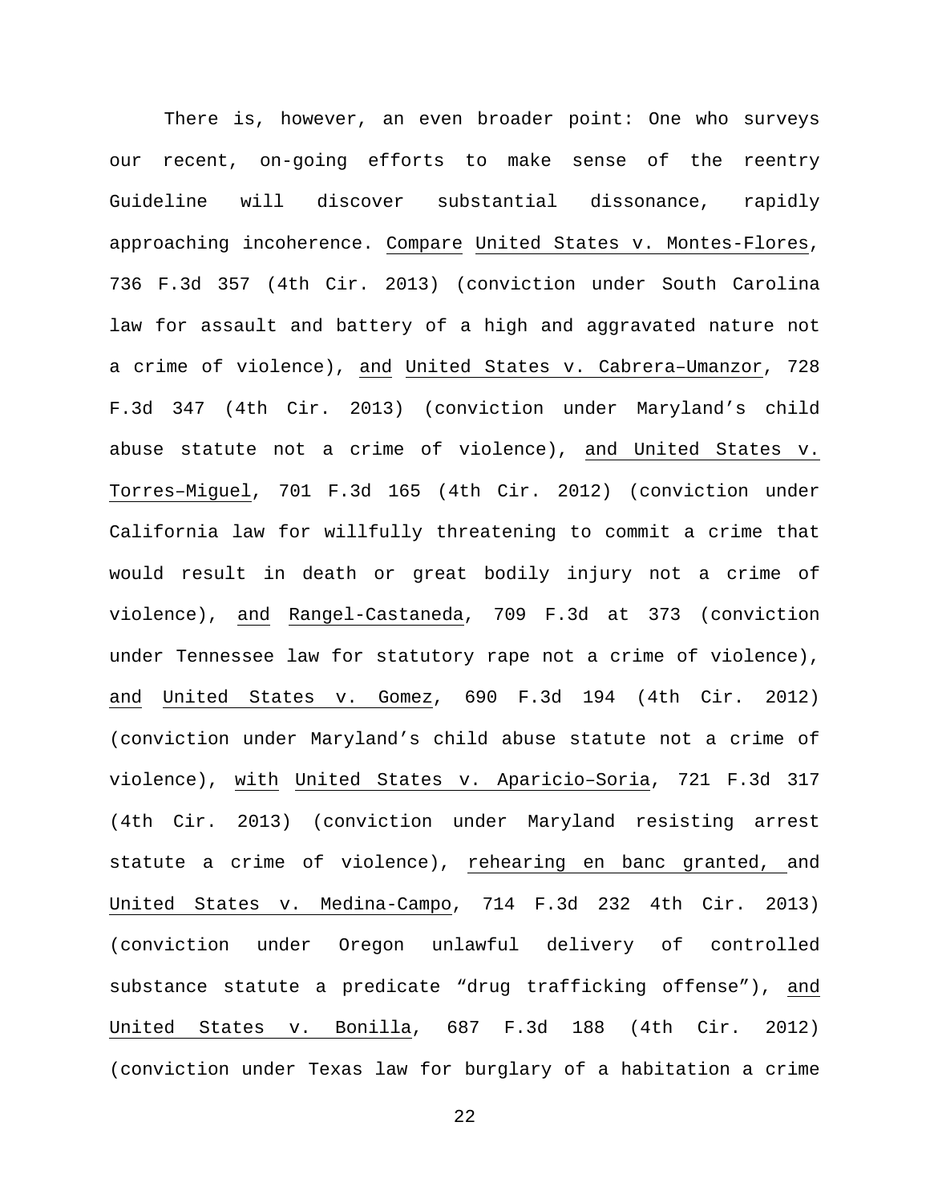There is, however, an even broader point: One who surveys our recent, on-going efforts to make sense of the reentry Guideline will discover substantial dissonance, rapidly approaching incoherence. Compare United States v. Montes-Flores, 736 F.3d 357 (4th Cir. 2013) (conviction under South Carolina law for assault and battery of a high and aggravated nature not a crime of violence), and United States v. Cabrera–Umanzor, 728 F.3d 347 (4th Cir. 2013) (conviction under Maryland's child abuse statute not a crime of violence), and United States v. Torres–Miguel, 701 F.3d 165 (4th Cir. 2012) (conviction under California law for willfully threatening to commit a crime that would result in death or great bodily injury not a crime of violence), and Rangel-Castaneda, 709 F.3d at 373 (conviction under Tennessee law for statutory rape not a crime of violence), and United States v. Gomez, 690 F.3d 194 (4th Cir. 2012) (conviction under Maryland's child abuse statute not a crime of violence), with United States v. Aparicio–Soria, 721 F.3d 317 (4th Cir. 2013) (conviction under Maryland resisting arrest statute a crime of violence), rehearing en banc granted, and United States v. Medina-Campo, 714 F.3d 232 4th Cir. 2013) (conviction under Oregon unlawful delivery of controlled substance statute a predicate "drug trafficking offense"), and United States v. Bonilla, 687 F.3d 188 (4th Cir. 2012) (conviction under Texas law for burglary of a habitation a crime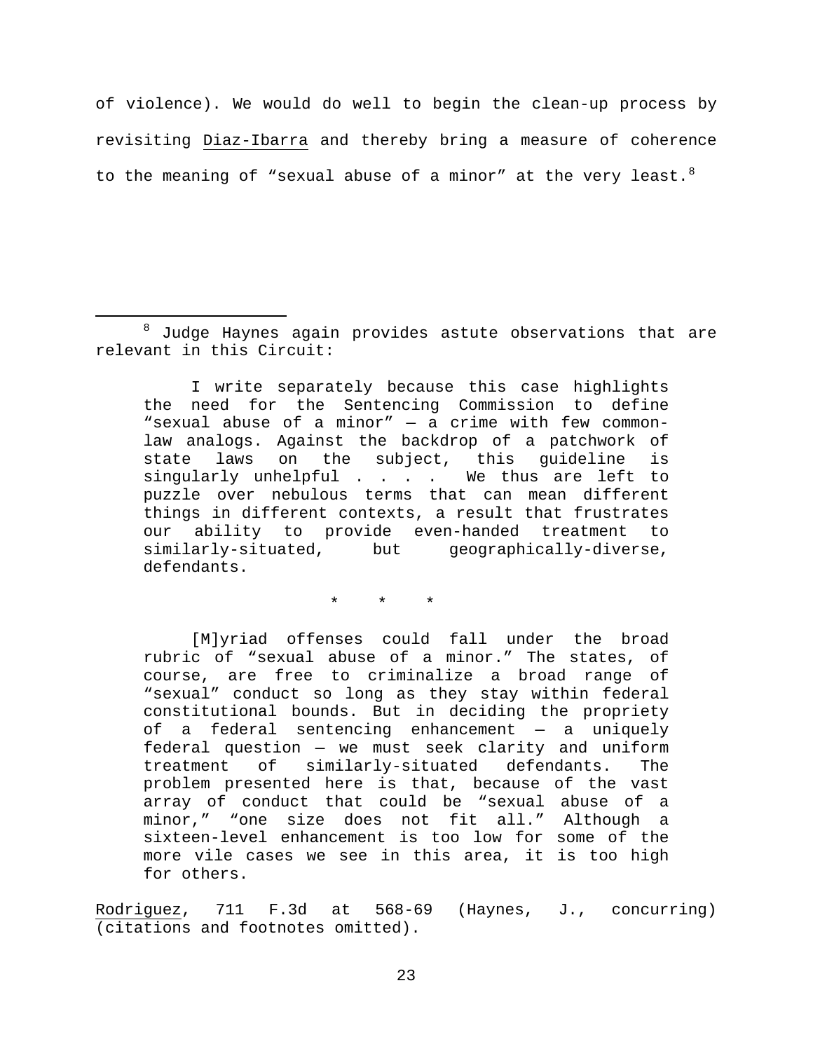of violence). We would do well to begin the clean-up process by revisiting Diaz-Ibarra and thereby bring a measure of coherence to the meaning of "sexual abuse of a minor" at the very least.[8]

---

[8] Judge Haynes again provides astute observations that are relevant in this Circuit:

> I write separately because this case highlights the need for the Sentencing Commission to define "sexual abuse of a minor" — a crime with few common-law analogs. Against the backdrop of a patchwork of state laws on the subject, this guideline is singularly unhelpful . . . . We thus are left to puzzle over nebulous terms that can mean different things in different contexts, a result that frustrates our ability to provide even-handed treatment to similarly-situated, but geographically-diverse, defendants.
>
> \* \* \*
>
> [M]yriad offenses could fall under the broad rubric of "sexual abuse of a minor." The states, of course, are free to criminalize a broad range of "sexual" conduct so long as they stay within federal constitutional bounds. But in deciding the propriety of a federal sentencing enhancement — a uniquely federal question — we must seek clarity and uniform treatment of similarly-situated defendants. The problem presented here is that, because of the vast array of conduct that could be "sexual abuse of a minor," "one size does not fit all." Although a sixteen-level enhancement is too low for some of the more vile cases we see in this area, it is too high for others.

Rodriguez, 711 F.3d at 568-69 (Haynes, J., concurring) (citations and footnotes omitted).